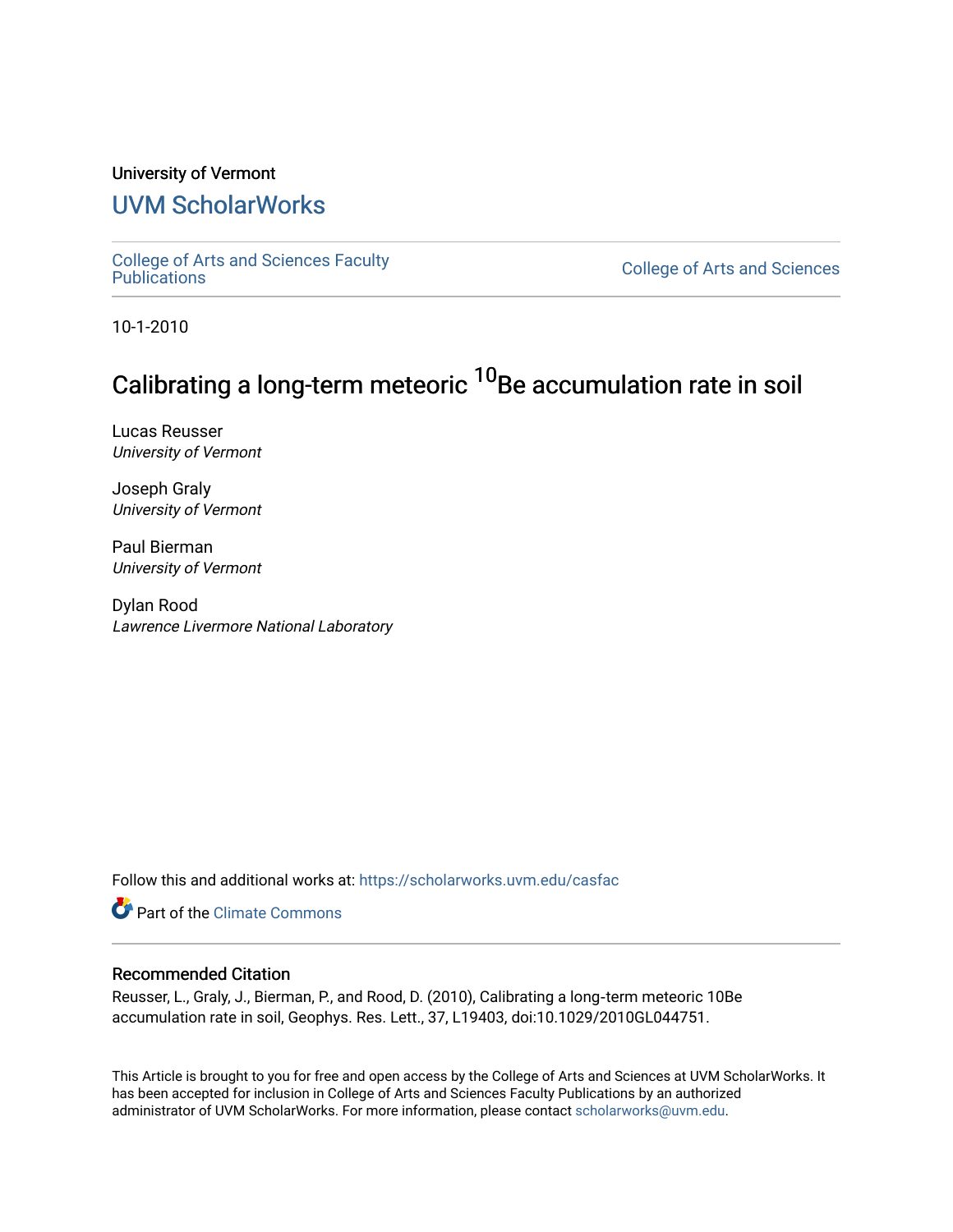University of Vermont

# UVM ScholarWorks

College of Arts and Sciences Faculty Publications | College of Arts and Sciences

10-1-2010

# Calibrating a long-term meteoric $^{10}$Be accumulation rate in soil

Lucas Reusser
*University of Vermont*

Joseph Graly
*University of Vermont*

Paul Bierman
*University of Vermont*

Dylan Rood
*Lawrence Livermore National Laboratory*

Follow this and additional works at: https://scholarworks.uvm.edu/casfac

Part of the Climate Commons

## Recommended Citation

Reusser, L., Graly, J., Bierman, P., and Rood, D. (2010), Calibrating a long-term meteoric 10Be accumulation rate in soil, Geophys. Res. Lett., 37, L19403, doi:10.1029/2010GL044751.

This Article is brought to you for free and open access by the College of Arts and Sciences at UVM ScholarWorks. It has been accepted for inclusion in College of Arts and Sciences Faculty Publications by an authorized administrator of UVM ScholarWorks. For more information, please contact scholarworks@uvm.edu.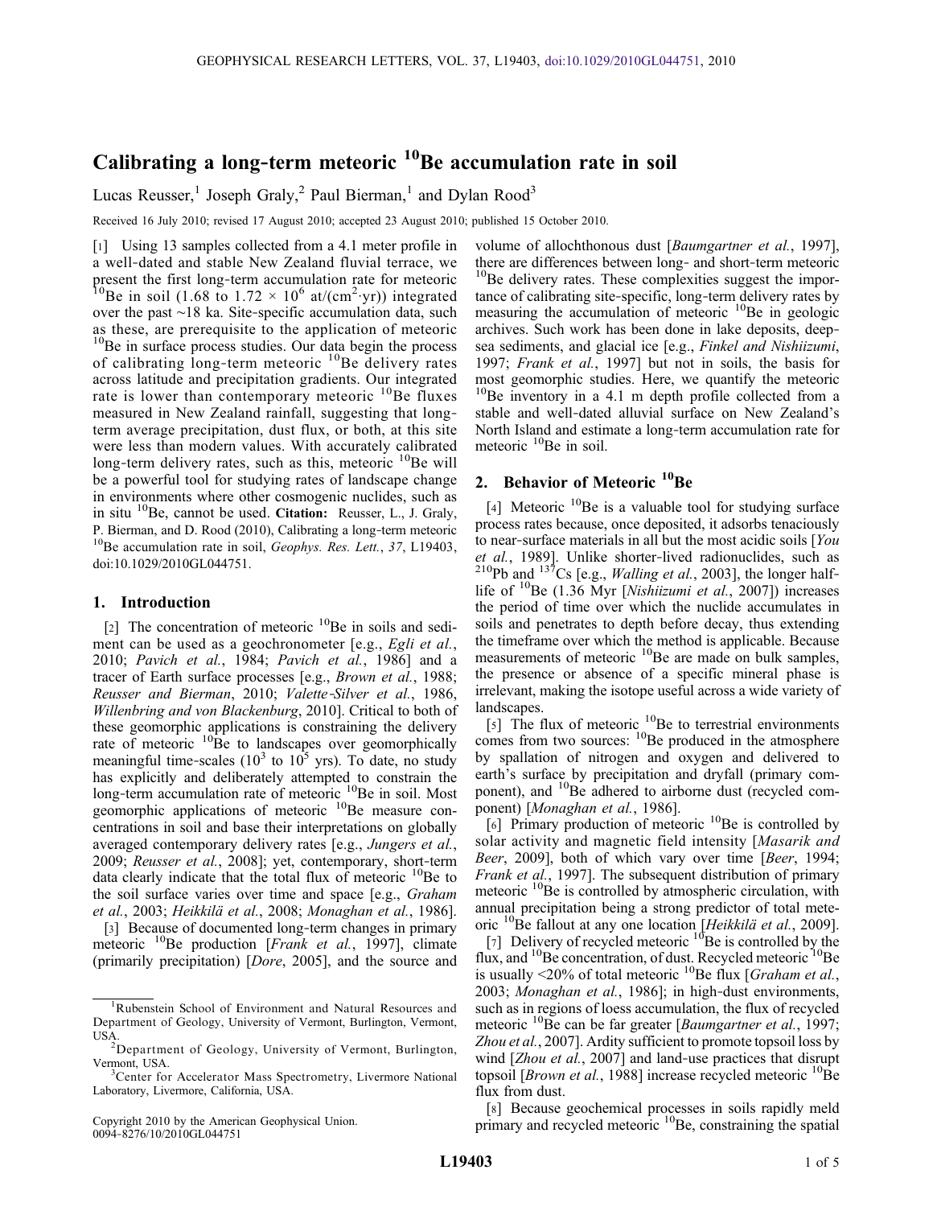# Calibrating a long-term meteoric $^{10}$Be accumulation rate in soil

Lucas Reusser,[1] Joseph Graly,[2] Paul Bierman,[1] and Dylan Rood[3]

Received 16 July 2010; revised 17 August 2010; accepted 23 August 2010; published 15 October 2010.

[1] Using 13 samples collected from a 4.1 meter profile in a well-dated and stable New Zealand fluvial terrace, we present the first long-term accumulation rate for meteoric $^{10}$Be in soil (1.68 to 1.72 × $10^6$ at/(cm$^2$·yr)) integrated over the past ~18 ka. Site-specific accumulation data, such as these, are prerequisite to the application of meteoric $^{10}$Be in surface process studies. Our data begin the process of calibrating long-term meteoric $^{10}$Be delivery rates across latitude and precipitation gradients. Our integrated rate is lower than contemporary meteoric $^{10}$Be fluxes measured in New Zealand rainfall, suggesting that long-term average precipitation, dust flux, or both, at this site were less than modern values. With accurately calibrated long-term delivery rates, such as this, meteoric $^{10}$Be will be a powerful tool for studying rates of landscape change in environments where other cosmogenic nuclides, such as in situ $^{10}$Be, cannot be used. **Citation:** Reusser, L., J. Graly, P. Bierman, and D. Rood (2010), Calibrating a long-term meteoric $^{10}$Be accumulation rate in soil, *Geophys. Res. Lett.*, *37*, L19403, doi:10.1029/2010GL044751.

## 1. Introduction

[2] The concentration of meteoric $^{10}$Be in soils and sediment can be used as a geochronometer [e.g., *Egli et al.*, 2010; *Pavich et al.*, 1984; *Pavich et al.*, 1986] and a tracer of Earth surface processes [e.g., *Brown et al.*, 1988; *Reusser and Bierman*, 2010; *Valette-Silver et al.*, 1986, *Willenbring and von Blackenburg*, 2010]. Critical to both of these geomorphic applications is constraining the delivery rate of meteoric $^{10}$Be to landscapes over geomorphically meaningful time-scales ($10^3$ to $10^5$ yrs). To date, no study has explicitly and deliberately attempted to constrain the long-term accumulation rate of meteoric $^{10}$Be in soil. Most geomorphic applications of meteoric $^{10}$Be measure concentrations in soil and base their interpretations on globally averaged contemporary delivery rates [e.g., *Jungers et al.*, 2009; *Reusser et al.*, 2008]; yet, contemporary, short-term data clearly indicate that the total flux of meteoric $^{10}$Be to the soil surface varies over time and space [e.g., *Graham et al.*, 2003; *Heikkilä et al.*, 2008; *Monaghan et al.*, 1986].

[3] Because of documented long-term changes in primary meteoric $^{10}$Be production [*Frank et al.*, 1997], climate (primarily precipitation) [*Dore*, 2005], and the source and volume of allochthonous dust [*Baumgartner et al.*, 1997], there are differences between long- and short-term meteoric $^{10}$Be delivery rates. These complexities suggest the importance of calibrating site-specific, long-term delivery rates by measuring the accumulation of meteoric $^{10}$Be in geologic archives. Such work has been done in lake deposits, deep-sea sediments, and glacial ice [e.g., *Finkel and Nishiizumi*, 1997; *Frank et al.*, 1997] but not in soils, the basis for most geomorphic studies. Here, we quantify the meteoric $^{10}$Be inventory in a 4.1 m depth profile collected from a stable and well-dated alluvial surface on New Zealand's North Island and estimate a long-term accumulation rate for meteoric $^{10}$Be in soil.

## 2. Behavior of Meteoric $^{10}$Be

[4] Meteoric $^{10}$Be is a valuable tool for studying surface process rates because, once deposited, it adsorbs tenaciously to near-surface materials in all but the most acidic soils [*You et al.*, 1989]. Unlike shorter-lived radionuclides, such as $^{210}$Pb and $^{137}$Cs [e.g., *Walling et al.*, 2003], the longer half-life of $^{10}$Be (1.36 Myr [*Nishiizumi et al.*, 2007]) increases the period of time over which the nuclide accumulates in soils and penetrates to depth before decay, thus extending the timeframe over which the method is applicable. Because measurements of meteoric $^{10}$Be are made on bulk samples, the presence or absence of a specific mineral phase is irrelevant, making the isotope useful across a wide variety of landscapes.

[5] The flux of meteoric $^{10}$Be to terrestrial environments comes from two sources: $^{10}$Be produced in the atmosphere by spallation of nitrogen and oxygen and delivered to earth's surface by precipitation and dryfall (primary component), and $^{10}$Be adhered to airborne dust (recycled component) [*Monaghan et al.*, 1986].

[6] Primary production of meteoric $^{10}$Be is controlled by solar activity and magnetic field intensity [*Masarik and Beer*, 2009], both of which vary over time [*Beer*, 1994; *Frank et al.*, 1997]. The subsequent distribution of primary meteoric $^{10}$Be is controlled by atmospheric circulation, with annual precipitation being a strong predictor of total meteoric $^{10}$Be fallout at any one location [*Heikkilä et al.*, 2009].

[7] Delivery of recycled meteoric $^{10}$Be is controlled by the flux, and $^{10}$Be concentration, of dust. Recycled meteoric $^{10}$Be is usually <20% of total meteoric $^{10}$Be flux [*Graham et al.*, 2003; *Monaghan et al.*, 1986]; in high-dust environments, such as in regions of loess accumulation, the flux of recycled meteoric $^{10}$Be can be far greater [*Baumgartner et al.*, 1997; *Zhou et al.*, 2007]. Ardity sufficient to promote topsoil loss by wind [*Zhou et al.*, 2007] and land-use practices that disrupt topsoil [*Brown et al.*, 1988] increase recycled meteoric $^{10}$Be flux from dust.

[8] Because geochemical processes in soils rapidly meld primary and recycled meteoric $^{10}$Be, constraining the spatial

---

[1] Rubenstein School of Environment and Natural Resources and Department of Geology, University of Vermont, Burlington, Vermont, USA.
[2] Department of Geology, University of Vermont, Burlington, Vermont, USA.
[3] Center for Accelerator Mass Spectrometry, Livermore National Laboratory, Livermore, California, USA.

Copyright 2010 by the American Geophysical Union.
0094-8276/10/2010GL044751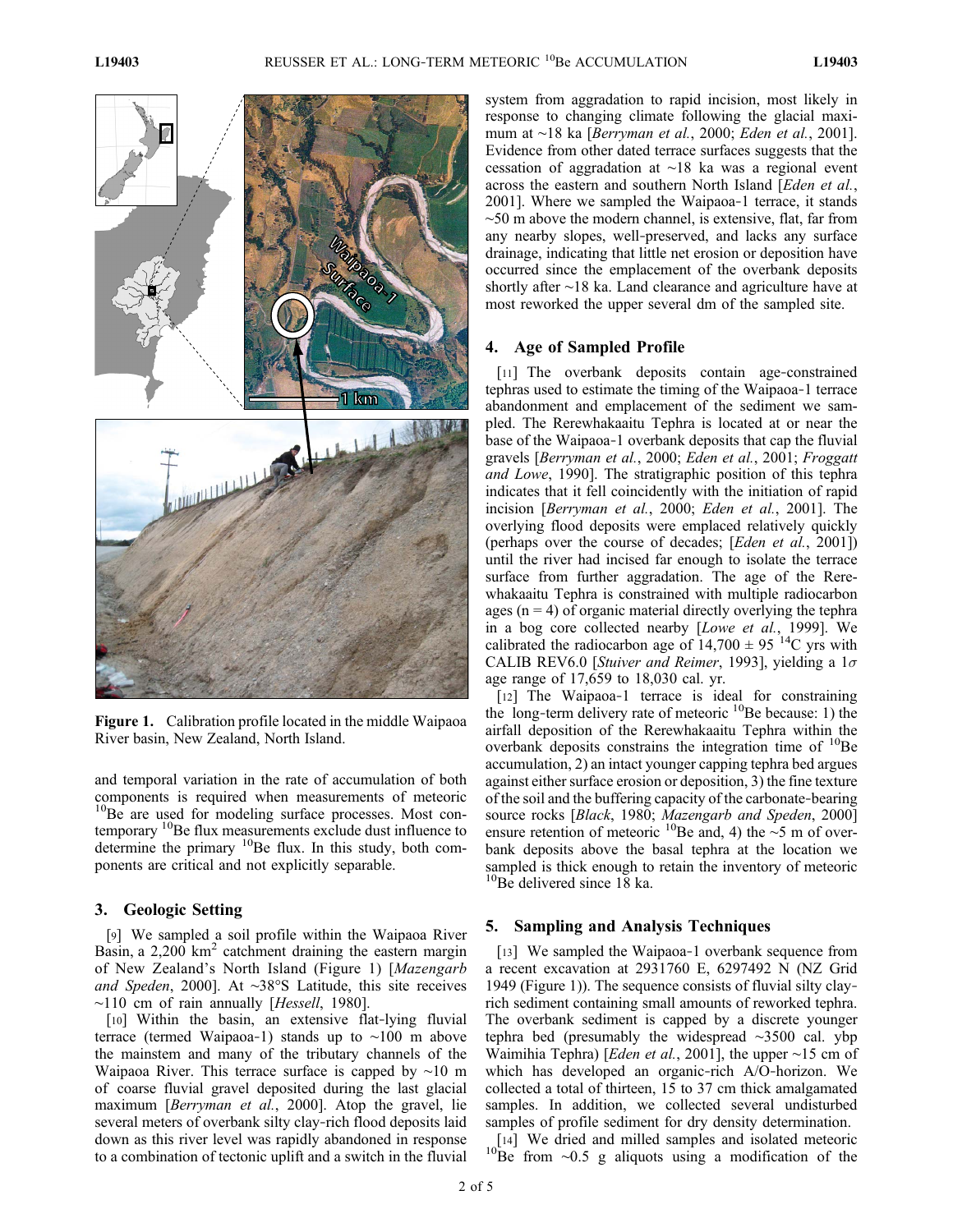Figure 1. Calibration profile located in the middle Waipaoa River basin, New Zealand, North Island.

and temporal variation in the rate of accumulation of both components is required when measurements of meteoric $^{10}$Be are used for modeling surface processes. Most contemporary $^{10}$Be flux measurements exclude dust influence to determine the primary $^{10}$Be flux. In this study, both components are critical and not explicitly separable.

## 3. Geologic Setting

[9] We sampled a soil profile within the Waipaoa River Basin, a 2,200 km$^2$ catchment draining the eastern margin of New Zealand's North Island (Figure 1) [*Mazengarb and Speden*, 2000]. At ~38°S Latitude, this site receives ~110 cm of rain annually [*Hessell*, 1980].

[10] Within the basin, an extensive flat-lying fluvial terrace (termed Waipaoa-1) stands up to ~100 m above the mainstem and many of the tributary channels of the Waipaoa River. This terrace surface is capped by ~10 m of coarse fluvial gravel deposited during the last glacial maximum [*Berryman et al.*, 2000]. Atop the gravel, lie several meters of overbank silty clay-rich flood deposits laid down as this river level was rapidly abandoned in response to a combination of tectonic uplift and a switch in the fluvial system from aggradation to rapid incision, most likely in response to changing climate following the glacial maximum at ~18 ka [*Berryman et al.*, 2000; *Eden et al.*, 2001]. Evidence from other dated terrace surfaces suggests that the cessation of aggradation at ~18 ka was a regional event across the eastern and southern North Island [*Eden et al.*, 2001]. Where we sampled the Waipaoa-1 terrace, it stands ~50 m above the modern channel, is extensive, flat, far from any nearby slopes, well-preserved, and lacks any surface drainage, indicating that little net erosion or deposition have occurred since the emplacement of the overbank deposits shortly after ~18 ka. Land clearance and agriculture have at most reworked the upper several dm of the sampled site.

## 4. Age of Sampled Profile

[11] The overbank deposits contain age-constrained tephras used to estimate the timing of the Waipaoa-1 terrace abandonment and emplacement of the sediment we sampled. The Rerewhakaaitu Tephra is located at or near the base of the Waipaoa-1 overbank deposits that cap the fluvial gravels [*Berryman et al.*, 2000; *Eden et al.*, 2001; *Froggatt and Lowe*, 1990]. The stratigraphic position of this tephra indicates that it fell coincidently with the initiation of rapid incision [*Berryman et al.*, 2000; *Eden et al.*, 2001]. The overlying flood deposits were emplaced relatively quickly (perhaps over the course of decades; [*Eden et al.*, 2001]) until the river had incised far enough to isolate the terrace surface from further aggradation. The age of the Rerewhakaaitu Tephra is constrained with multiple radiocarbon ages (n = 4) of organic material directly overlying the tephra in a bog core collected nearby [*Lowe et al.*, 1999]. We calibrated the radiocarbon age of 14,700 ± 95 $^{14}$C yrs with CALIB REV6.0 [*Stuiver and Reimer*, 1993], yielding a 1$\sigma$ age range of 17,659 to 18,030 cal. yr.

[12] The Waipaoa-1 terrace is ideal for constraining the long-term delivery rate of meteoric $^{10}$Be because: 1) the airfall deposition of the Rerewhakaaitu Tephra within the overbank deposits constrains the integration time of $^{10}$Be accumulation, 2) an intact younger capping tephra bed argues against either surface erosion or deposition, 3) the fine texture of the soil and the buffering capacity of the carbonate-bearing source rocks [*Black*, 1980; *Mazengarb and Speden*, 2000] ensure retention of meteoric $^{10}$Be and, 4) the ~5 m of overbank deposits above the basal tephra at the location we sampled is thick enough to retain the inventory of meteoric $^{10}$Be delivered since 18 ka.

## 5. Sampling and Analysis Techniques

[13] We sampled the Waipaoa-1 overbank sequence from a recent excavation at 2931760 E, 6297492 N (NZ Grid 1949 (Figure 1)). The sequence consists of fluvial silty clay-rich sediment containing small amounts of reworked tephra. The overbank sediment is capped by a discrete younger tephra bed (presumably the widespread ~3500 cal. ybp Waimihia Tephra) [*Eden et al.*, 2001], the upper ~15 cm of which has developed an organic-rich A/O-horizon. We collected a total of thirteen, 15 to 37 cm thick amalgamated samples. In addition, we collected several undisturbed samples of profile sediment for dry density determination.

[14] We dried and milled samples and isolated meteoric $^{10}$Be from ~0.5 g aliquots using a modification of the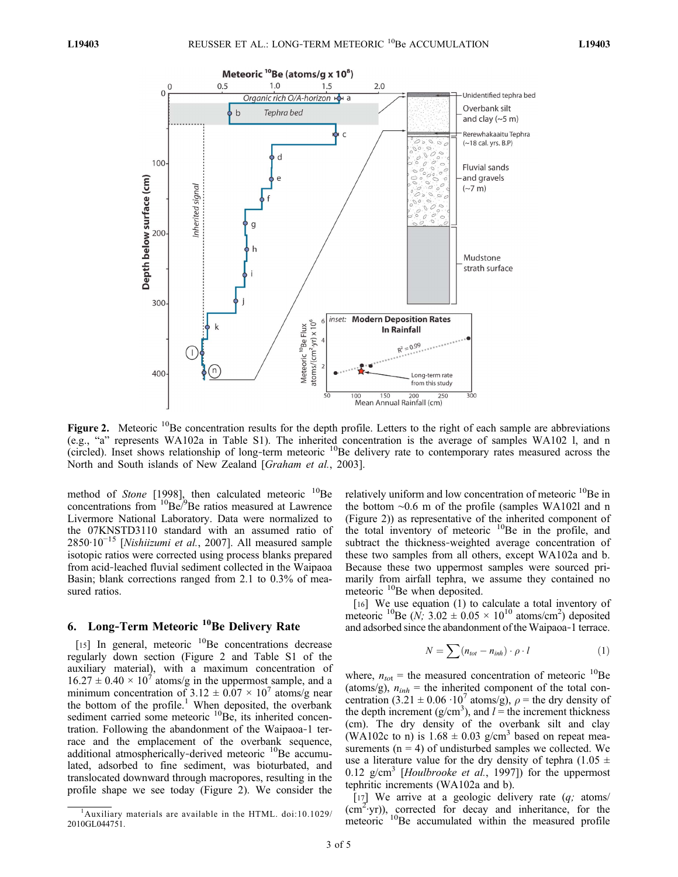**Figure 2.** Meteoric $^{10}$Be concentration results for the depth profile. Letters to the right of each sample are abbreviations (e.g., "a" represents WA102a in Table S1). The inherited concentration is the average of samples WA102 l, and n (circled). Inset shows relationship of long-term meteoric $^{10}$Be delivery rate to contemporary rates measured across the North and South islands of New Zealand [*Graham et al.*, 2003].

method of *Stone* [1998], then calculated meteoric $^{10}$Be concentrations from $^{10}$Be/$^{9}$Be ratios measured at Lawrence Livermore National Laboratory. Data were normalized to the 07KNSTD3110 standard with an assumed ratio of $2850 \cdot 10^{-15}$ [*Nishiizumi et al.*, 2007]. All measured sample isotopic ratios were corrected using process blanks prepared from acid-leached fluvial sediment collected in the Waipaoa Basin; blank corrections ranged from 2.1 to 0.3% of measured ratios.

## 6. Long-Term Meteoric $^{10}$Be Delivery Rate

[15] In general, meteoric $^{10}$Be concentrations decrease regularly down section (Figure 2 and Table S1 of the auxiliary material), with a maximum concentration of $16.27 \pm 0.40 \times 10^7$ atoms/g in the uppermost sample, and a minimum concentration of $3.12 \pm 0.07 \times 10^7$ atoms/g near the bottom of the profile.[1] When deposited, the overbank sediment carried some meteoric $^{10}$Be, its inherited concentration. Following the abandonment of the Waipaoa-1 terrace and the emplacement of the overbank sequence, additional atmospherically-derived meteoric $^{10}$Be accumulated, adsorbed to fine sediment, was bioturbated, and translocated downward through macropores, resulting in the profile shape we see today (Figure 2). We consider the relatively uniform and low concentration of meteoric $^{10}$Be in the bottom ~0.6 m of the profile (samples WA102l and n (Figure 2)) as representative of the inherited component of the total inventory of meteoric $^{10}$Be in the profile, and subtract the thickness-weighted average concentration of these two samples from all others, except WA102a and b. Because these two uppermost samples were sourced primarily from airfall tephra, we assume they contained no meteoric $^{10}$Be when deposited.

[16] We use equation (1) to calculate a total inventory of meteoric $^{10}$Be ($N$; $3.02 \pm 0.05 \times 10^{10}$ atoms/cm$^2$) deposited and adsorbed since the abandonment of the Waipaoa-1 terrace.

$$N = \sum (n_{tot} - n_{inh}) \cdot \rho \cdot l \tag{1}$$

where, $n_{tot}$ = the measured concentration of meteoric $^{10}$Be (atoms/g), $n_{inh}$ = the inherited component of the total concentration ($3.21 \pm 0.06 \cdot 10^7$ atoms/g), $\rho$ = the dry density of the depth increment (g/cm$^3$), and $l$ = the increment thickness (cm). The dry density of the overbank silt and clay (WA102c to n) is $1.68 \pm 0.03$ g/cm$^3$ based on repeat measurements (n = 4) of undisturbed samples we collected. We use a literature value for the dry density of tephra ($1.05 \pm 0.12$ g/cm$^3$ [*Houlbrooke et al.*, 1997]) for the uppermost tephritic increments (WA102a and b).

[17] We arrive at a geologic delivery rate ($q$; atoms/(cm$^2$·yr)), corrected for decay and inheritance, for the meteoric $^{10}$Be accumulated within the measured profile

[1] Auxiliary materials are available in the HTML. doi:10.1029/2010GL044751.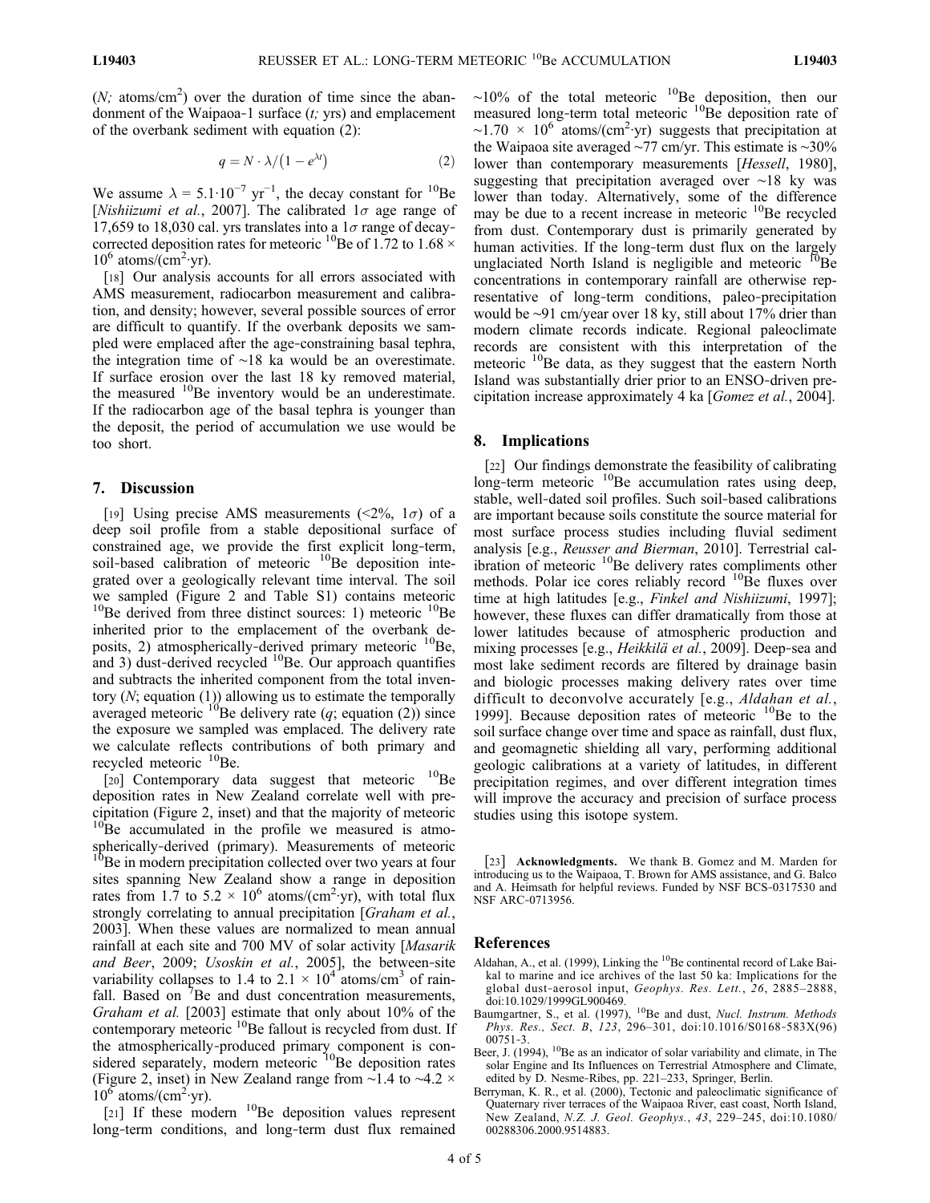($N$; atoms/cm$^2$) over the duration of time since the abandonment of the Waipaoa-1 surface ($t$; yrs) and emplacement of the overbank sediment with equation (2):

$$q = N \cdot \lambda / \left(1 - e^{\lambda t}\right) \tag{2}$$

We assume $\lambda = 5.1 \cdot 10^{-7}$ yr$^{-1}$, the decay constant for $^{10}$Be [*Nishiizumi et al.*, 2007]. The calibrated 1$\sigma$ age range of 17,659 to 18,030 cal. yrs translates into a 1$\sigma$ range of decay-corrected deposition rates for meteoric $^{10}$Be of 1.72 to 1.68 × $10^6$ atoms/(cm$^2$·yr).

[18] Our analysis accounts for all errors associated with AMS measurement, radiocarbon measurement and calibration, and density; however, several possible sources of error are difficult to quantify. If the overbank deposits we sampled were emplaced after the age-constraining basal tephra, the integration time of ~18 ka would be an overestimate. If surface erosion over the last 18 ky removed material, the measured $^{10}$Be inventory would be an underestimate. If the radiocarbon age of the basal tephra is younger than the deposit, the period of accumulation we use would be too short.

## 7. Discussion

[19] Using precise AMS measurements (<2%, 1$\sigma$) of a deep soil profile from a stable depositional surface of constrained age, we provide the first explicit long-term, soil-based calibration of meteoric $^{10}$Be deposition integrated over a geologically relevant time interval. The soil we sampled (Figure 2 and Table S1) contains meteoric $^{10}$Be derived from three distinct sources: 1) meteoric $^{10}$Be inherited prior to the emplacement of the overbank deposits, 2) atmospherically-derived primary meteoric $^{10}$Be, and 3) dust-derived recycled $^{10}$Be. Our approach quantifies and subtracts the inherited component from the total inventory ($N$; equation (1)) allowing us to estimate the temporally averaged meteoric $^{10}$Be delivery rate ($q$; equation (2)) since the exposure we sampled was emplaced. The delivery rate we calculate reflects contributions of both primary and recycled meteoric $^{10}$Be.

[20] Contemporary data suggest that meteoric $^{10}$Be deposition rates in New Zealand correlate well with precipitation (Figure 2, inset) and that the majority of meteoric $^{10}$Be accumulated in the profile we measured is atmospherically-derived (primary). Measurements of meteoric $^{10}$Be in modern precipitation collected over two years at four sites spanning New Zealand show a range in deposition rates from 1.7 to 5.2 × $10^6$ atoms/(cm$^2$·yr), with total flux strongly correlating to annual precipitation [*Graham et al.*, 2003]. When these values are normalized to mean annual rainfall at each site and 700 MV of solar activity [*Masarik and Beer*, 2009; *Usoskin et al.*, 2005], the between-site variability collapses to 1.4 to 2.1 × $10^4$ atoms/cm$^3$ of rainfall. Based on $^7$Be and dust concentration measurements, *Graham et al.* [2003] estimate that only about 10% of the contemporary meteoric $^{10}$Be fallout is recycled from dust. If the atmospherically-produced primary component is considered separately, modern meteoric $^{10}$Be deposition rates (Figure 2, inset) in New Zealand range from ~1.4 to ~4.2 × $10^6$ atoms/(cm$^2$·yr).

[21] If these modern $^{10}$Be deposition values represent long-term conditions, and long-term dust flux remained ~10% of the total meteoric $^{10}$Be deposition, then our measured long-term total meteoric $^{10}$Be deposition rate of ~1.70 × $10^6$ atoms/(cm$^2$·yr) suggests that precipitation at the Waipaoa site averaged ~77 cm/yr. This estimate is ~30% lower than contemporary measurements [*Hessell*, 1980], suggesting that precipitation averaged over ~18 ky was lower than today. Alternatively, some of the difference may be due to a recent increase in meteoric $^{10}$Be recycled from dust. Contemporary dust is primarily generated by human activities. If the long-term dust flux on the largely unglaciated North Island is negligible and meteoric $^{10}$Be concentrations in contemporary rainfall are otherwise representative of long-term conditions, paleo-precipitation would be ~91 cm/year over 18 ky, still about 17% drier than modern climate records indicate. Regional paleoclimate records are consistent with this interpretation of the meteoric $^{10}$Be data, as they suggest that the eastern North Island was substantially drier prior to an ENSO-driven precipitation increase approximately 4 ka [*Gomez et al.*, 2004].

## 8. Implications

[22] Our findings demonstrate the feasibility of calibrating long-term meteoric $^{10}$Be accumulation rates using deep, stable, well-dated soil profiles. Such soil-based calibrations are important because soils constitute the source material for most surface process studies including fluvial sediment analysis [e.g., *Reusser and Bierman*, 2010]. Terrestrial calibration of meteoric $^{10}$Be delivery rates compliments other methods. Polar ice cores reliably record $^{10}$Be fluxes over time at high latitudes [e.g., *Finkel and Nishiizumi*, 1997]; however, these fluxes can differ dramatically from those at lower latitudes because of atmospheric production and mixing processes [e.g., *Heikkilä et al.*, 2009]. Deep-sea and most lake sediment records are filtered by drainage basin and biologic processes making delivery rates over time difficult to deconvolve accurately [e.g., *Aldahan et al.*, 1999]. Because deposition rates of meteoric $^{10}$Be to the soil surface change over time and space as rainfall, dust flux, and geomagnetic shielding all vary, performing additional geologic calibrations at a variety of latitudes, in different precipitation regimes, and over different integration times will improve the accuracy and precision of surface process studies using this isotope system.

[23] **Acknowledgments.** We thank B. Gomez and M. Marden for introducing us to the Waipaoa, T. Brown for AMS assistance, and G. Balco and A. Heimsath for helpful reviews. Funded by NSF BCS-0317530 and NSF ARC-0713956.

## References

Aldahan, A., et al. (1999), Linking the $^{10}$Be continental record of Lake Baikal to marine and ice archives of the last 50 ka: Implications for the global dust-aerosol input, *Geophys. Res. Lett.*, *26*, 2885–2888, doi:10.1029/1999GL900469.

Baumgartner, S., et al. (1997), $^{10}$Be and dust, *Nucl. Instrum. Methods Phys. Res., Sect. B*, *123*, 296–301, doi:10.1016/S0168-583X(96)00751-3.

Beer, J. (1994), $^{10}$Be as an indicator of solar variability and climate, in The Solar Engine and Its Influences on Terrestrial Atmosphere and Climate, edited by D. Nesme-Ribes, pp. 221–233, Springer, Berlin.

Berryman, K. R., et al. (2000), Tectonic and paleoclimatic significance of Quaternary river terraces of the Waipaoa River, east coast, North Island, New Zealand, *N.Z. J. Geol. Geophys.*, *43*, 229–245, doi:10.1080/00288306.2000.9514883.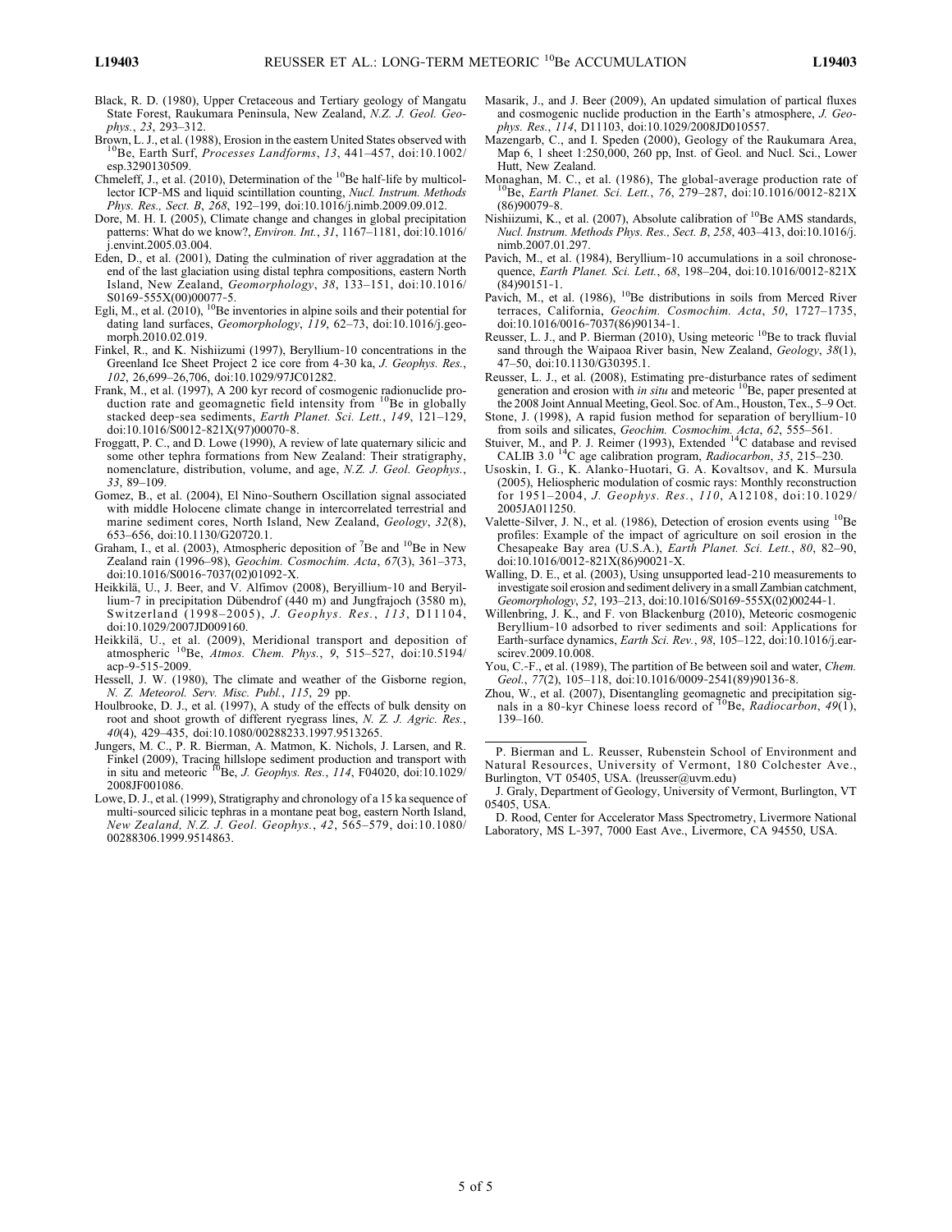Black, R. D. (1980), Upper Cretaceous and Tertiary geology of Mangatu State Forest, Raukumara Peninsula, New Zealand, *N.Z. J. Geol. Geophys.*, *23*, 293–312.

Brown, L. J., et al. (1988), Erosion in the eastern United States observed with $^{10}$Be, Earth Surf, *Processes Landforms*, *13*, 441–457, doi:10.1002/esp.3290130509.

Chmeleff, J., et al. (2010), Determination of the $^{10}$Be half-life by multicollector ICP-MS and liquid scintillation counting, *Nucl. Instrum. Methods Phys. Res., Sect. B*, *268*, 192–199, doi:10.1016/j.nimb.2009.09.012.

Dore, M. H. I. (2005), Climate change and changes in global precipitation patterns: What do we know?, *Environ. Int.*, *31*, 1167–1181, doi:10.1016/j.envint.2005.03.004.

Eden, D., et al. (2001), Dating the culmination of river aggradation at the end of the last glaciation using distal tephra compositions, eastern North Island, New Zealand, *Geomorphology*, *38*, 133–151, doi:10.1016/S0169-555X(00)00077-5.

Egli, M., et al. (2010), $^{10}$Be inventories in alpine soils and their potential for dating land surfaces, *Geomorphology*, *119*, 62–73, doi:10.1016/j.geomorph.2010.02.019.

Finkel, R., and K. Nishiizumi (1997), Beryllium-10 concentrations in the Greenland Ice Sheet Project 2 ice core from 4-30 ka, *J. Geophys. Res.*, *102*, 26,699–26,706, doi:10.1029/97JC01282.

Frank, M., et al. (1997), A 200 kyr record of cosmogenic radionuclide production rate and geomagnetic field intensity from $^{10}$Be in globally stacked deep-sea sediments, *Earth Planet. Sci. Lett.*, *149*, 121–129, doi:10.1016/S0012-821X(97)00070-8.

Froggatt, P. C., and D. Lowe (1990), A review of late quaternary silicic and some other tephra formations from New Zealand: Their stratigraphy, nomenclature, distribution, volume, and age, *N.Z. J. Geol. Geophys.*, *33*, 89–109.

Gomez, B., et al. (2004), El Nino-Southern Oscillation signal associated with middle Holocene climate change in intercorrelated terrestrial and marine sediment cores, North Island, New Zealand, *Geology*, *32*(8), 653–656, doi:10.1130/G20720.1.

Graham, I., et al. (2003), Atmospheric deposition of $^{7}$Be and $^{10}$Be in New Zealand rain (1996–98), *Geochim. Cosmochim. Acta*, *67*(3), 361–373, doi:10.1016/S0016-7037(02)01092-X.

Heikkilä, U., J. Beer, and V. Alfimov (2008), Beryillium-10 and Beryllium-7 in precipitation Dübendrof (440 m) and Jungfrajoch (3580 m), Switzerland (1998–2005), *J. Geophys. Res.*, *113*, D11104, doi:10.1029/2007JD009160.

Heikkilä, U., et al. (2009), Meridional transport and deposition of atmospheric $^{10}$Be, *Atmos. Chem. Phys.*, *9*, 515–527, doi:10.5194/acp-9-515-2009.

Hessell, J. W. (1980), The climate and weather of the Gisborne region, *N. Z. Meteorol. Serv. Misc. Publ.*, *115*, 29 pp.

Houlbrooke, D. J., et al. (1997), A study of the effects of bulk density on root and shoot growth of different ryegrass lines, *N. Z. J. Agric. Res.*, *40*(4), 429–435, doi:10.1080/00288233.1997.9513265.

Jungers, M. C., P. R. Bierman, A. Matmon, K. Nichols, J. Larsen, and R. Finkel (2009), Tracing hillslope sediment production and transport with in situ and meteoric $^{10}$Be, *J. Geophys. Res.*, *114*, F04020, doi:10.1029/2008JF001086.

Lowe, D. J., et al. (1999), Stratigraphy and chronology of a 15 ka sequence of multi-sourced silicic tephras in a montane peat bog, eastern North Island, New Zealand, *N.Z. J. Geol. Geophys.*, *42*, 565–579, doi:10.1080/00288306.1999.9514863.

Masarik, J., and J. Beer (2009), An updated simulation of partical fluxes and cosmogenic nuclide production in the Earth's atmosphere, *J. Geophys. Res.*, *114*, D11103, doi:10.1029/2008JD010557.

Mazengarb, C., and I. Speden (2000), Geology of the Raukumara Area, Map 6, 1 sheet 1:250,000, 260 pp, Inst. of Geol. and Nucl. Sci., Lower Hutt, New Zealand.

Monaghan, M. C., et al. (1986), The global-average production rate of $^{10}$Be, *Earth Planet. Sci. Lett.*, *76*, 279–287, doi:10.1016/0012-821X(86)90079-8.

Nishiizumi, K., et al. (2007), Absolute calibration of $^{10}$Be AMS standards, *Nucl. Instrum. Methods Phys. Res., Sect. B*, *258*, 403–413, doi:10.1016/j.nimb.2007.01.297.

Pavich, M., et al. (1984), Beryllium-10 accumulations in a soil chronosequence, *Earth Planet. Sci. Lett.*, *68*, 198–204, doi:10.1016/0012-821X(84)90151-1.

Pavich, M., et al. (1986), $^{10}$Be distributions in soils from Merced River terraces, California, *Geochim. Cosmochim. Acta*, *50*, 1727–1735, doi:10.1016/0016-7037(86)90134-1.

Reusser, L. J., and P. Bierman (2010), Using meteoric $^{10}$Be to track fluvial sand through the Waipaoa River basin, New Zealand, *Geology*, *38*(1), 47–50, doi:10.1130/G30395.1.

Reusser, L. J., et al. (2008), Estimating pre-disturbance rates of sediment generation and erosion with *in situ* and meteoric $^{10}$Be, paper presented at the 2008 Joint Annual Meeting, Geol. Soc. of Am., Houston, Tex., 5–9 Oct.

Stone, J. (1998), A rapid fusion method for separation of beryllium-10 from soils and silicates, *Geochim. Cosmochim. Acta*, *62*, 555–561.

Stuiver, M., and P. J. Reimer (1993), Extended $^{14}$C database and revised CALIB 3.0 $^{14}$C age calibration program, *Radiocarbon*, *35*, 215–230.

Usoskin, I. G., K. Alanko-Huotari, G. A. Kovaltsov, and K. Mursula (2005), Heliospheric modulation of cosmic rays: Monthly reconstruction for 1951–2004, *J. Geophys. Res.*, *110*, A12108, doi:10.1029/2005JA011250.

Valette-Silver, J. N., et al. (1986), Detection of erosion events using $^{10}$Be profiles: Example of the impact of agriculture on soil erosion in the Chesapeake Bay area (U.S.A.), *Earth Planet. Sci. Lett.*, *80*, 82–90, doi:10.1016/0012-821X(86)90021-X.

Walling, D. E., et al. (2003), Using unsupported lead-210 measurements to investigate soil erosion and sediment delivery in a small Zambian catchment, *Geomorphology*, *52*, 193–213, doi:10.1016/S0169-555X(02)00244-1.

Willenbring, J. K., and F. von Blackenburg (2010), Meteoric cosmogenic Beryllium-10 adsorbed to river sediments and soil: Applications for Earth-surface dynamics, *Earth Sci. Rev.*, *98*, 105–122, doi:10.1016/j.earscirev.2009.10.008.

You, C.-F., et al. (1989), The partition of Be between soil and water, *Chem. Geol.*, *77*(2), 105–118, doi:10.1016/0009-2541(89)90136-8.

Zhou, W., et al. (2007), Disentangling geomagnetic and precipitation signals in a 80-kyr Chinese loess record of $^{10}$Be, *Radiocarbon*, *49*(1), 139–160.

---

P. Bierman and L. Reusser, Rubenstein School of Environment and Natural Resources, University of Vermont, 180 Colchester Ave., Burlington, VT 05405, USA. (lreusser@uvm.edu)

J. Graly, Department of Geology, University of Vermont, Burlington, VT 05405, USA.

D. Rood, Center for Accelerator Mass Spectrometry, Livermore National Laboratory, MS L-397, 7000 East Ave., Livermore, CA 94550, USA.